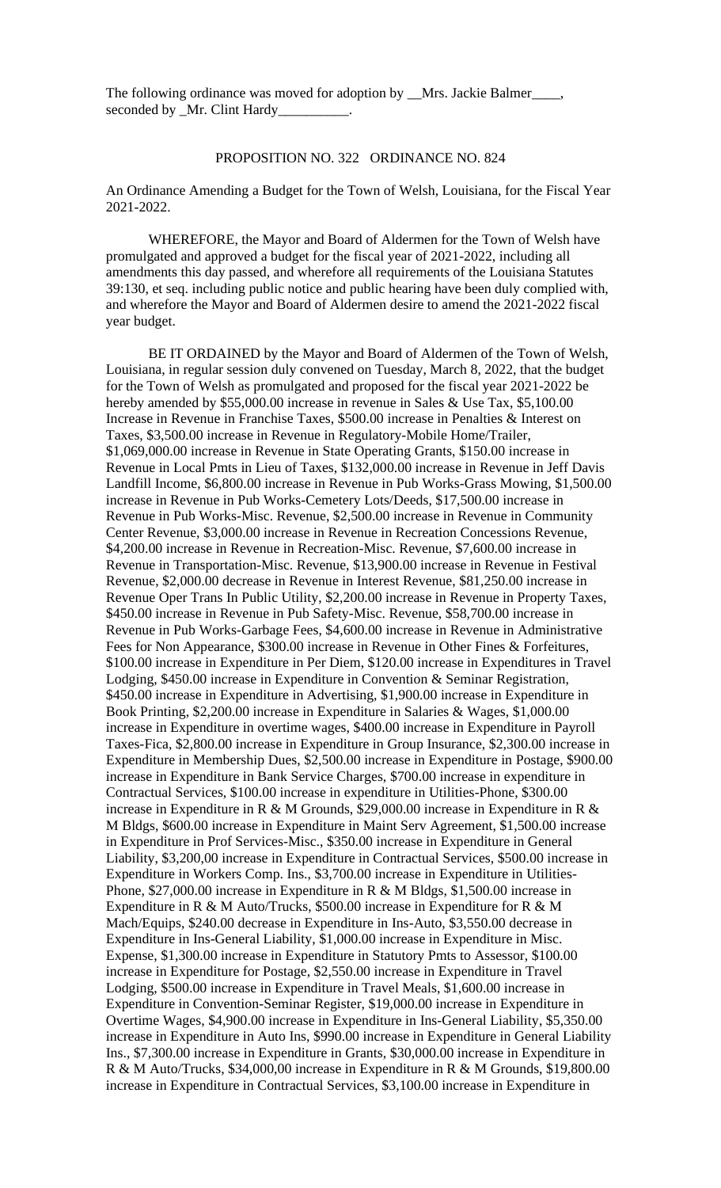The following ordinance was moved for adoption by __Mrs. Jackie Balmer____, seconded by _Mr. Clint Hardy__________.

PROPOSITION NO. 322 ORDINANCE NO. 824

An Ordinance Amending a Budget for the Town of Welsh, Louisiana, for the Fiscal Year 2021-2022.

WHEREFORE, the Mayor and Board of Aldermen for the Town of Welsh have promulgated and approved a budget for the fiscal year of 2021-2022, including all amendments this day passed, and wherefore all requirements of the Louisiana Statutes 39:130, et seq. including public notice and public hearing have been duly complied with, and wherefore the Mayor and Board of Aldermen desire to amend the 2021-2022 fiscal year budget.

BE IT ORDAINED by the Mayor and Board of Aldermen of the Town of Welsh, Louisiana, in regular session duly convened on Tuesday, March 8, 2022, that the budget for the Town of Welsh as promulgated and proposed for the fiscal year 2021-2022 be hereby amended by $55,000.00 increase in revenue in Sales & Use Tax, $5,100.00 Increase in Revenue in Franchise Taxes, $500.00 increase in Penalties & Interest on Taxes, $3,500.00 increase in Revenue in Regulatory-Mobile Home/Trailer, $1,069,000.00 increase in Revenue in State Operating Grants, $150.00 increase in Revenue in Local Pmts in Lieu of Taxes, $132,000.00 increase in Revenue in Jeff Davis Landfill Income, $6,800.00 increase in Revenue in Pub Works-Grass Mowing, $1,500.00 increase in Revenue in Pub Works-Cemetery Lots/Deeds, $17,500.00 increase in Revenue in Pub Works-Misc. Revenue, $2,500.00 increase in Revenue in Community Center Revenue, $3,000.00 increase in Revenue in Recreation Concessions Revenue, $4,200.00 increase in Revenue in Recreation-Misc. Revenue, $7,600.00 increase in Revenue in Transportation-Misc. Revenue, $13,900.00 increase in Revenue in Festival Revenue, $2,000.00 decrease in Revenue in Interest Revenue, $81,250.00 increase in Revenue Oper Trans In Public Utility, $2,200.00 increase in Revenue in Property Taxes, $450.00 increase in Revenue in Pub Safety-Misc. Revenue, $58,700.00 increase in Revenue in Pub Works-Garbage Fees, $4,600.00 increase in Revenue in Administrative Fees for Non Appearance, $300.00 increase in Revenue in Other Fines & Forfeitures, $100.00 increase in Expenditure in Per Diem, $120.00 increase in Expenditures in Travel Lodging, $450.00 increase in Expenditure in Convention & Seminar Registration, $450.00 increase in Expenditure in Advertising, $1,900.00 increase in Expenditure in Book Printing, $2,200.00 increase in Expenditure in Salaries & Wages, $1,000.00 increase in Expenditure in overtime wages, $400.00 increase in Expenditure in Payroll Taxes-Fica, $2,800.00 increase in Expenditure in Group Insurance, $2,300.00 increase in Expenditure in Membership Dues, $2,500.00 increase in Expenditure in Postage, $900.00 increase in Expenditure in Bank Service Charges, $700.00 increase in expenditure in Contractual Services, $100.00 increase in expenditure in Utilities-Phone, $300.00 increase in Expenditure in R & M Grounds, $29,000.00 increase in Expenditure in R & M Bldgs, $600.00 increase in Expenditure in Maint Serv Agreement, $1,500.00 increase in Expenditure in Prof Services-Misc., $350.00 increase in Expenditure in General Liability, $3,200,00 increase in Expenditure in Contractual Services, $500.00 increase in Expenditure in Workers Comp. Ins., $3,700.00 increase in Expenditure in Utilities-Phone, $27,000.00 increase in Expenditure in R & M Bldgs, $1,500.00 increase in Expenditure in R & M Auto/Trucks, $500.00 increase in Expenditure for R & M Mach/Equips, $240.00 decrease in Expenditure in Ins-Auto, $3,550.00 decrease in Expenditure in Ins-General Liability, $1,000.00 increase in Expenditure in Misc. Expense, $1,300.00 increase in Expenditure in Statutory Pmts to Assessor, $100.00 increase in Expenditure for Postage, $2,550.00 increase in Expenditure in Travel Lodging, $500.00 increase in Expenditure in Travel Meals, $1,600.00 increase in Expenditure in Convention-Seminar Register, $19,000.00 increase in Expenditure in Overtime Wages, $4,900.00 increase in Expenditure in Ins-General Liability, $5,350.00 increase in Expenditure in Auto Ins, $990.00 increase in Expenditure in General Liability Ins., $7,300.00 increase in Expenditure in Grants, $30,000.00 increase in Expenditure in R & M Auto/Trucks, $34,000,00 increase in Expenditure in R & M Grounds, $19,800.00 increase in Expenditure in Contractual Services, $3,100.00 increase in Expenditure in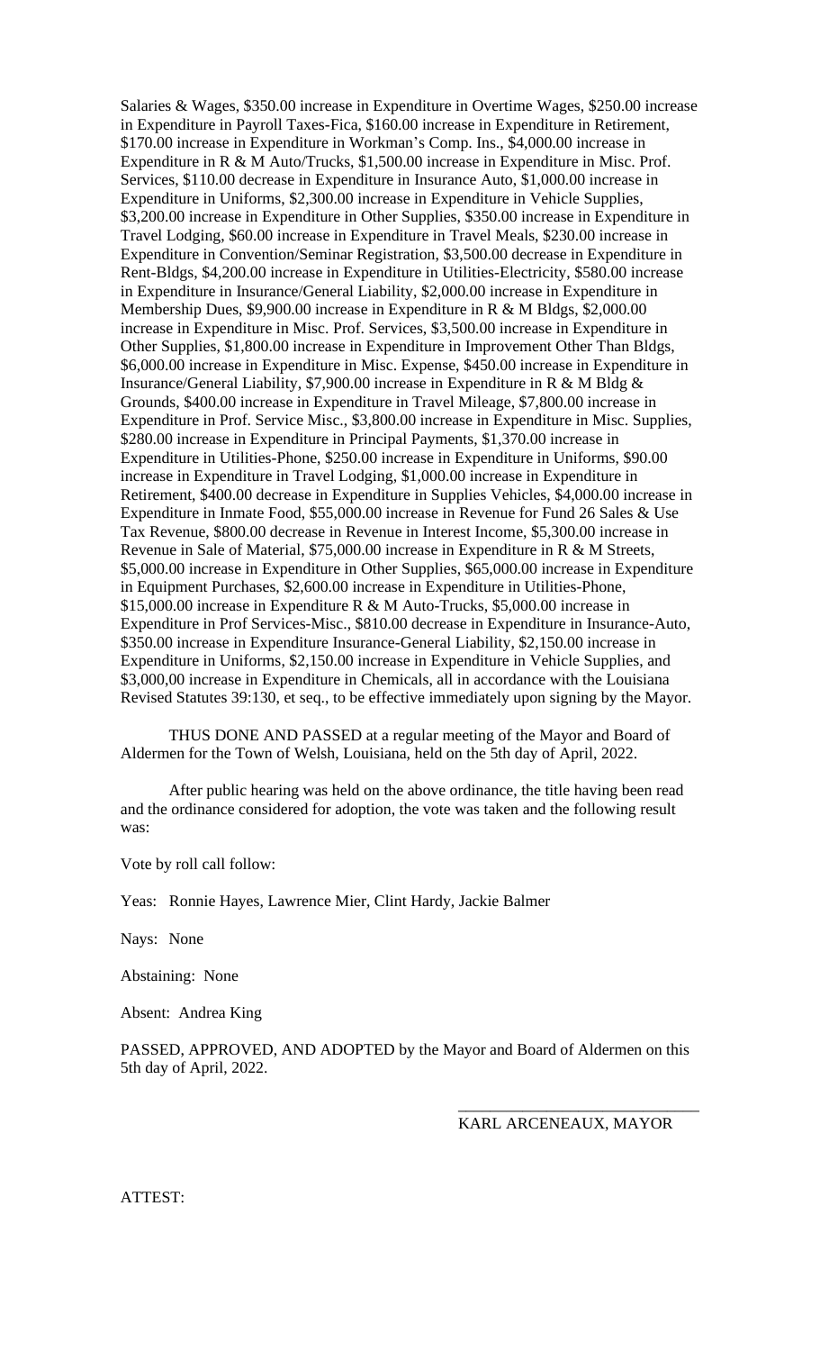Salaries & Wages, $350.00 increase in Expenditure in Overtime Wages, $250.00 increase in Expenditure in Payroll Taxes-Fica, $160.00 increase in Expenditure in Retirement, $170.00 increase in Expenditure in Workman's Comp. Ins., $4,000.00 increase in Expenditure in R & M Auto/Trucks, $1,500.00 increase in Expenditure in Misc. Prof. Services, $110.00 decrease in Expenditure in Insurance Auto, $1,000.00 increase in Expenditure in Uniforms, $2,300.00 increase in Expenditure in Vehicle Supplies, $3,200.00 increase in Expenditure in Other Supplies, $350.00 increase in Expenditure in Travel Lodging, $60.00 increase in Expenditure in Travel Meals, $230.00 increase in Expenditure in Convention/Seminar Registration, $3,500.00 decrease in Expenditure in Rent-Bldgs, $4,200.00 increase in Expenditure in Utilities-Electricity, $580.00 increase in Expenditure in Insurance/General Liability, $2,000.00 increase in Expenditure in Membership Dues, $9,900.00 increase in Expenditure in R & M Bldgs, $2,000.00 increase in Expenditure in Misc. Prof. Services, $3,500.00 increase in Expenditure in Other Supplies, $1,800.00 increase in Expenditure in Improvement Other Than Bldgs, $6,000.00 increase in Expenditure in Misc. Expense, $450.00 increase in Expenditure in Insurance/General Liability, $7,900.00 increase in Expenditure in R & M Bldg & Grounds, $400.00 increase in Expenditure in Travel Mileage, $7,800.00 increase in Expenditure in Prof. Service Misc., $3,800.00 increase in Expenditure in Misc. Supplies, $280.00 increase in Expenditure in Principal Payments, $1,370.00 increase in Expenditure in Utilities-Phone, $250.00 increase in Expenditure in Uniforms, $90.00 increase in Expenditure in Travel Lodging, $1,000.00 increase in Expenditure in Retirement, $400.00 decrease in Expenditure in Supplies Vehicles, $4,000.00 increase in Expenditure in Inmate Food, $55,000.00 increase in Revenue for Fund 26 Sales & Use Tax Revenue, $800.00 decrease in Revenue in Interest Income, $5,300.00 increase in Revenue in Sale of Material, $75,000.00 increase in Expenditure in R & M Streets, $5,000.00 increase in Expenditure in Other Supplies, $65,000.00 increase in Expenditure in Equipment Purchases, $2,600.00 increase in Expenditure in Utilities-Phone, $15,000.00 increase in Expenditure R & M Auto-Trucks, $5,000.00 increase in Expenditure in Prof Services-Misc., $810.00 decrease in Expenditure in Insurance-Auto, $350.00 increase in Expenditure Insurance-General Liability, $2,150.00 increase in Expenditure in Uniforms, $2,150.00 increase in Expenditure in Vehicle Supplies, and $3,000,00 increase in Expenditure in Chemicals, all in accordance with the Louisiana Revised Statutes 39:130, et seq., to be effective immediately upon signing by the Mayor.

THUS DONE AND PASSED at a regular meeting of the Mayor and Board of Aldermen for the Town of Welsh, Louisiana, held on the 5th day of April, 2022.

After public hearing was held on the above ordinance, the title having been read and the ordinance considered for adoption, the vote was taken and the following result was:

Vote by roll call follow:

Yeas: Ronnie Hayes, Lawrence Mier, Clint Hardy, Jackie Balmer

Nays: None

Abstaining: None

Absent: Andrea King

PASSED, APPROVED, AND ADOPTED by the Mayor and Board of Aldermen on this 5th day of April, 2022.

\_\_\_\_\_\_\_\_\_\_\_\_\_\_\_\_\_\_\_\_\_\_\_\_\_\_\_\_\_\_

KARL ARCENEAUX, MAYOR

ATTEST: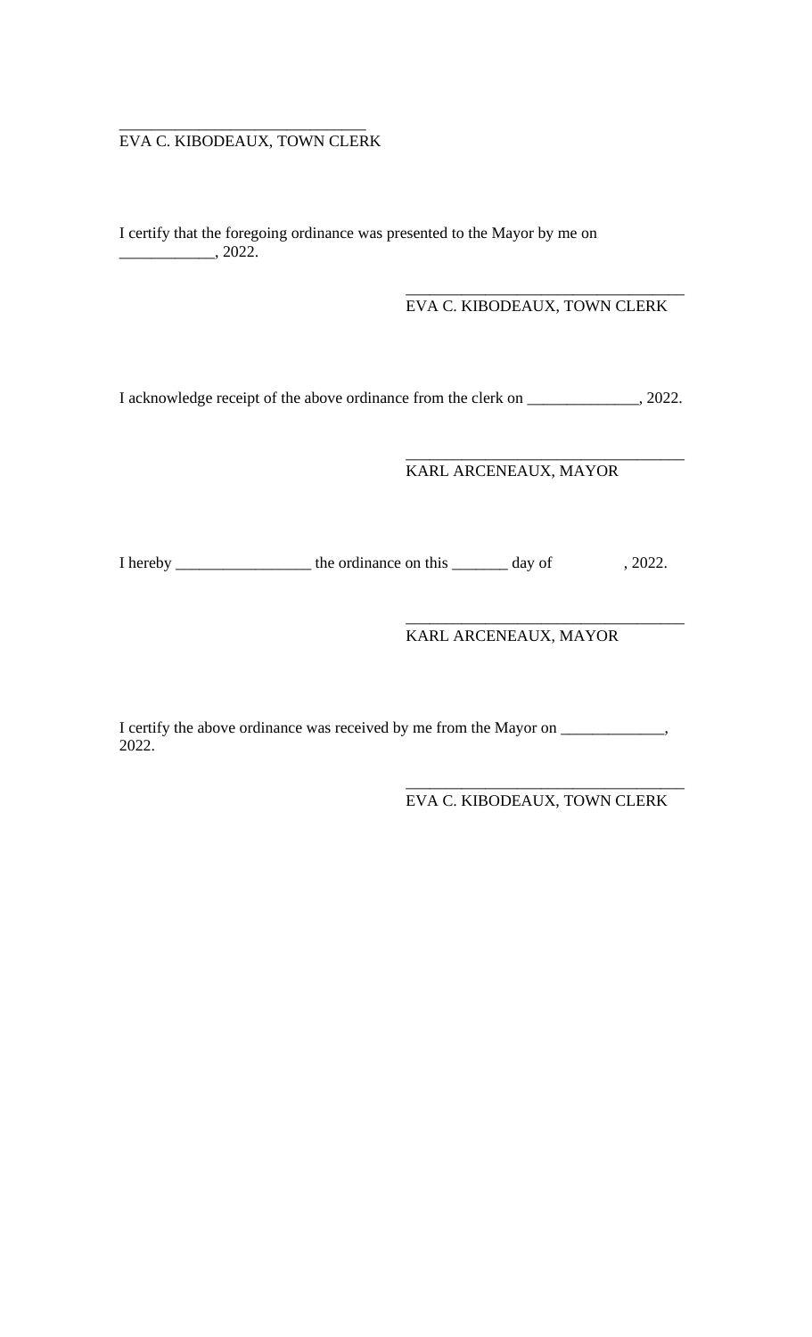_______________________________
EVA C. KIBODEAUX, TOWN CLERK

I certify that the foregoing ordinance was presented to the Mayor by me on ____________, 2022.

___________________________________
EVA C. KIBODEAUX, TOWN CLERK

I acknowledge receipt of the above ordinance from the clerk on ______________, 2022.

___________________________________
KARL ARCENEAUX, MAYOR

I hereby _________________ the ordinance on this _______ day of , 2022.

___________________________________
KARL ARCENEAUX, MAYOR

I certify the above ordinance was received by me from the Mayor on _____________, 2022.

___________________________________
EVA C. KIBODEAUX, TOWN CLERK